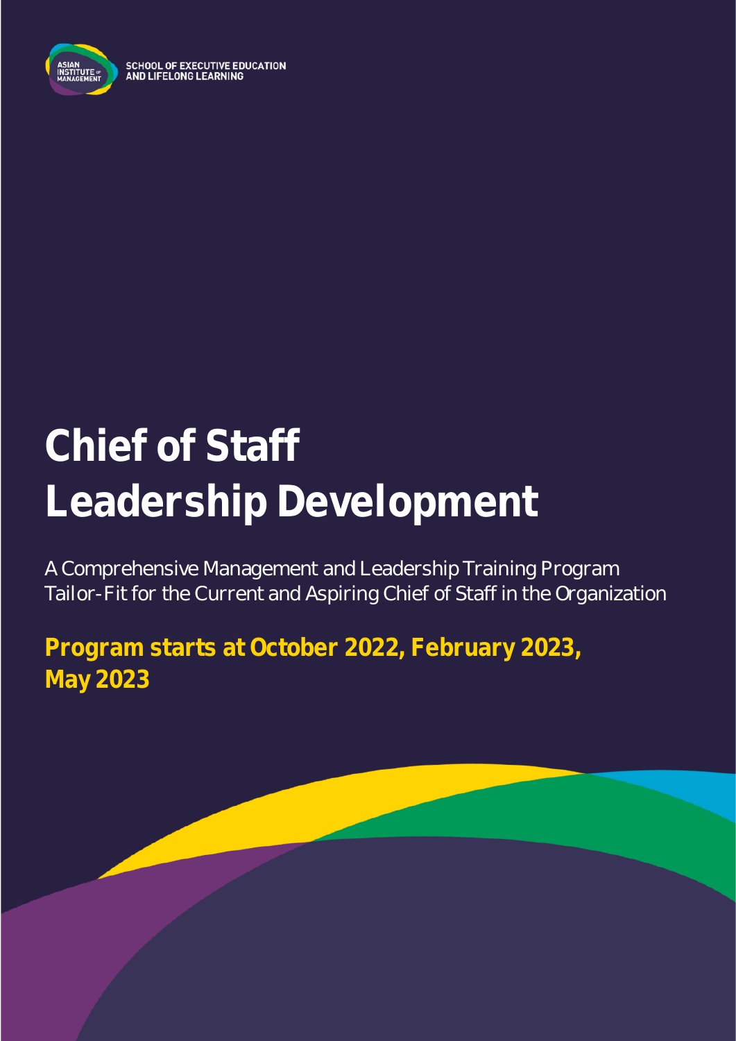SCHOOL OF EXECUTIVE EDUCATION
AND LIFELONG LEARNING

# Chief of Staff Leadership Development

A Comprehensive Management and Leadership Training Program Tailor-Fit for the Current and Aspiring Chief of Staff in the Organization

**Program starts at October 2022, February 2023, May 2023**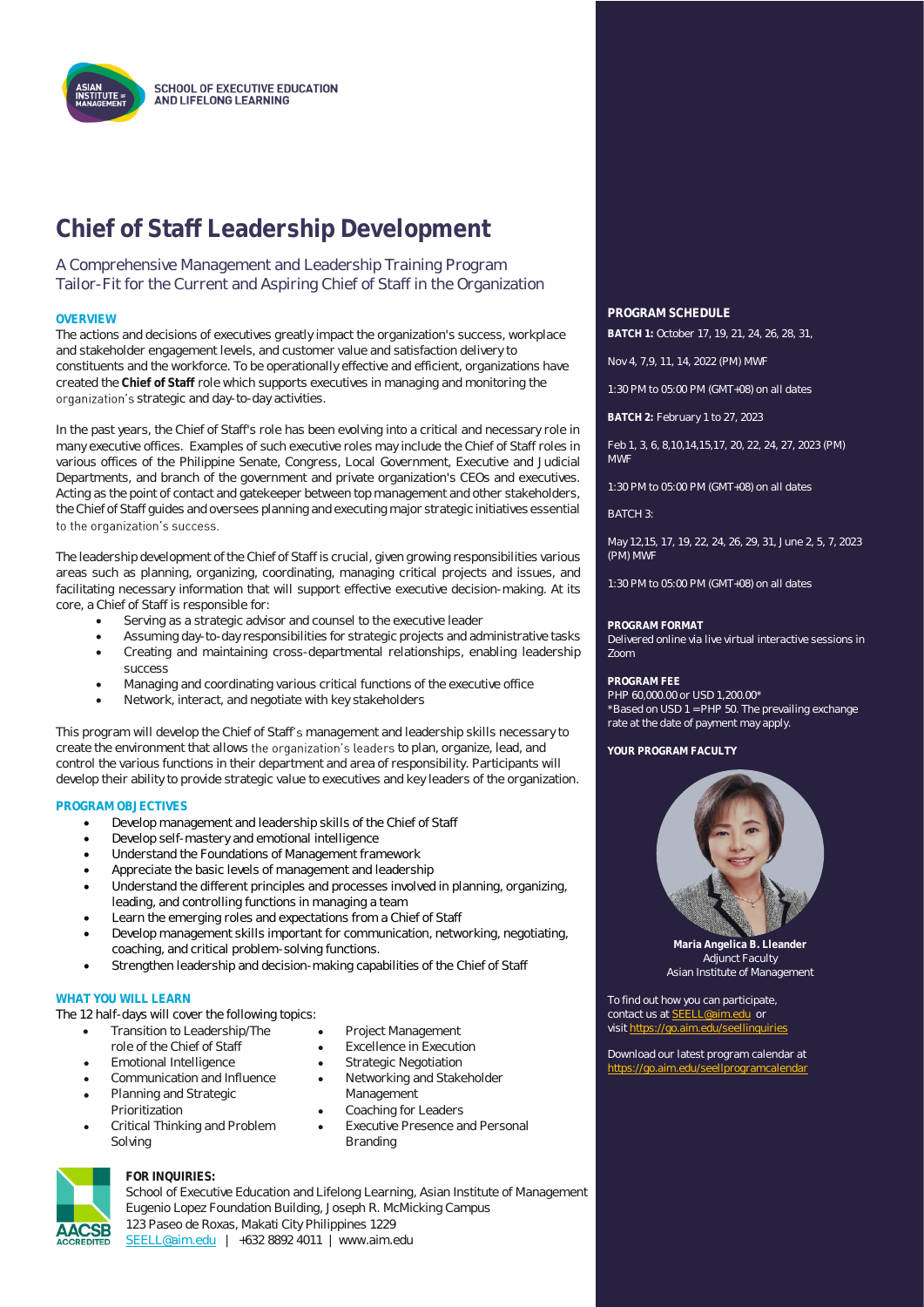SCHOOL OF EXECUTIVE EDUCATION AND LIFELONG LEARNING

# Chief of Staff Leadership Development

A Comprehensive Management and Leadership Training Program Tailor-Fit for the Current and Aspiring Chief of Staff in the Organization

## OVERVIEW

The actions and decisions of executives greatly impact the organization's success, workplace and stakeholder engagement levels, and customer value and satisfaction delivery to constituents and the workforce. To be operationally effective and efficient, organizations have created the **Chief of Staff** role which supports executives in managing and monitoring the organization's strategic and day-to-day activities.

In the past years, the Chief of Staff's role has been evolving into a critical and necessary role in many executive offices. Examples of such executive roles may include the Chief of Staff roles in various offices of the Philippine Senate, Congress, Local Government, Executive and Judicial Departments, and branch of the government and private organization's CEOs and executives. Acting as the point of contact and gatekeeper between top management and other stakeholders, the Chief of Staff guides and oversees planning and executing major strategic initiatives essential to the organization's success.

The leadership development of the Chief of Staff is crucial, given growing responsibilities various areas such as planning, organizing, coordinating, managing critical projects and issues, and facilitating necessary information that will support effective executive decision-making. At its core, a Chief of Staff is responsible for:

- Serving as a strategic advisor and counsel to the executive leader
- Assuming day-to-day responsibilities for strategic projects and administrative tasks
- Creating and maintaining cross-departmental relationships, enabling leadership success
- Managing and coordinating various critical functions of the executive office
- Network, interact, and negotiate with key stakeholders

This program will develop the Chief of Staff's management and leadership skills necessary to create the environment that allows the organization's leaders to plan, organize, lead, and control the various functions in their department and area of responsibility. Participants will develop their ability to provide strategic value to executives and key leaders of the organization.

## PROGRAM OBJECTIVES

- Develop management and leadership skills of the Chief of Staff
- Develop self-mastery and emotional intelligence
- Understand the Foundations of Management framework
- Appreciate the basic levels of management and leadership
- Understand the different principles and processes involved in planning, organizing, leading, and controlling functions in managing a team
- Learn the emerging roles and expectations from a Chief of Staff
- Develop management skills important for communication, networking, negotiating, coaching, and critical problem-solving functions.
- Strengthen leadership and decision-making capabilities of the Chief of Staff

## WHAT YOU WILL LEARN

The 12 half-days will cover the following topics:

- Transition to Leadership/The role of the Chief of Staff
- Emotional Intelligence
- Communication and Influence
- Planning and Strategic Prioritization
- Critical Thinking and Problem Solving
- Project Management
- Excellence in Execution
- Strategic Negotiation
- Networking and Stakeholder Management
- Coaching for Leaders
- Executive Presence and Personal Branding

**FOR INQUIRIES:**
School of Executive Education and Lifelong Learning, Asian Institute of Management
Eugenio Lopez Foundation Building, Joseph R. McMicking Campus
123 Paseo de Roxas, Makati City Philippines 1229
SEELL@aim.edu | +632 8892 4011 | www.aim.edu

## PROGRAM SCHEDULE

**BATCH 1:** October 17, 19, 21, 24, 26, 28, 31,

Nov 4, 7,9, 11, 14, 2022 (PM) MWF

1:30 PM to 05:00 PM (GMT+08) on all dates

**BATCH 2:** February 1 to 27, 2023

Feb 1, 3, 6, 8,10,14,15,17, 20, 22, 24, 27, 2023 (PM) MWF

1:30 PM to 05:00 PM (GMT+08) on all dates

BATCH 3:

May 12,15, 17, 19, 22, 24, 26, 29, 31, June 2, 5, 7, 2023 (PM) MWF

1:30 PM to 05:00 PM (GMT+08) on all dates

**PROGRAM FORMAT**
Delivered online via live virtual interactive sessions in Zoom

**PROGRAM FEE**
PHP 60,000.00 or USD 1,200.00*
*Based on USD 1 =PHP 50. The prevailing exchange rate at the date of payment may apply.

**YOUR PROGRAM FACULTY**

**Maria Angelica B. Lleander**
Adjunct Faculty
Asian Institute of Management

To find out how you can participate, contact us at SEELL@aim.edu or visit https://go.aim.edu/seellinquiries

Download our latest program calendar at https://go.aim.edu/seellprogramcalendar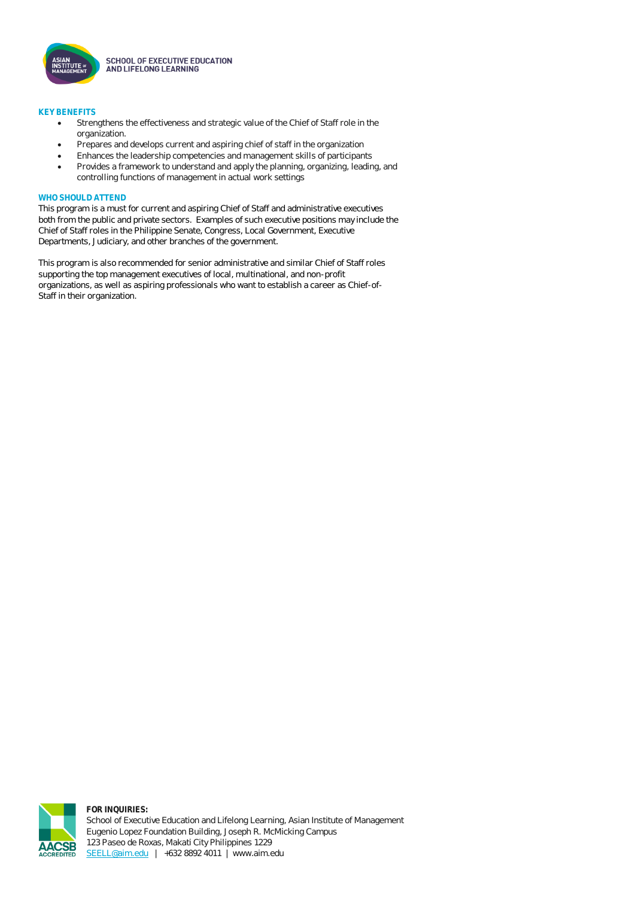## KEY BENEFITS

- Strengthens the effectiveness and strategic value of the Chief of Staff role in the organization.
- Prepares and develops current and aspiring chief of staff in the organization
- Enhances the leadership competencies and management skills of participants
- Provides a framework to understand and apply the planning, organizing, leading, and controlling functions of management in actual work settings

## WHO SHOULD ATTEND

This program is a must for current and aspiring Chief of Staff and administrative executives both from the public and private sectors. Examples of such executive positions may include the Chief of Staff roles in the Philippine Senate, Congress, Local Government, Executive Departments, Judiciary, and other branches of the government.

This program is also recommended for senior administrative and similar Chief of Staff roles supporting the top management executives of local, multinational, and non-profit organizations, as well as aspiring professionals who want to establish a career as Chief-of-Staff in their organization.

**FOR INQUIRIES:**
School of Executive Education and Lifelong Learning, Asian Institute of Management
Eugenio Lopez Foundation Building, Joseph R. McMicking Campus
123 Paseo de Roxas, Makati City Philippines 1229
SEELL@aim.edu | +632 8892 4011 | www.aim.edu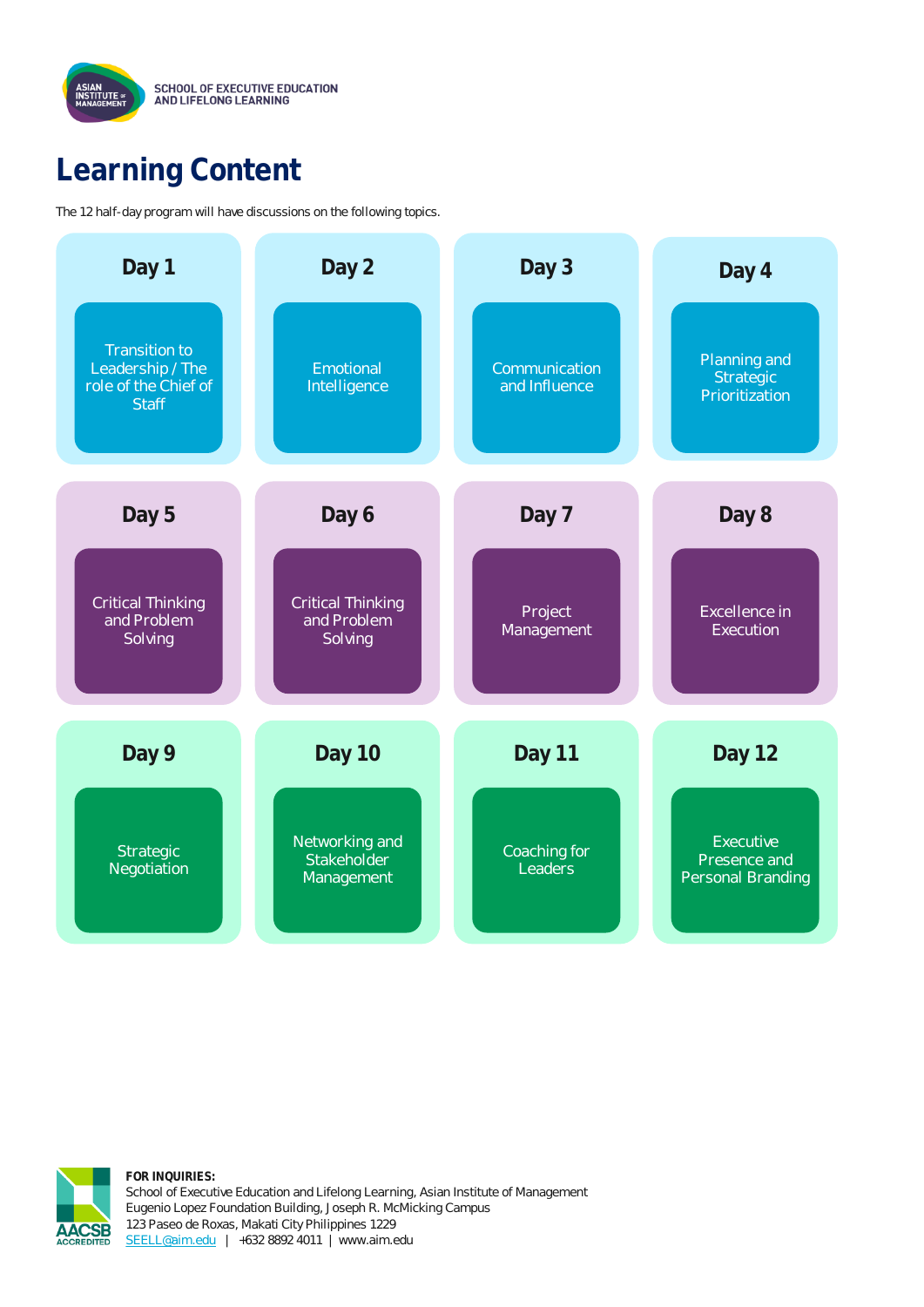SCHOOL OF EXECUTIVE EDUCATION AND LIFELONG LEARNING

# Learning Content

The 12 half-day program will have discussions on the following topics.

### Day 1

Transition to Leadership / The role of the Chief of Staff

### Day 2

Emotional Intelligence

### Day 3

Communication and Influence

### Day 4

Planning and Strategic Prioritization

### Day 5

Critical Thinking and Problem Solving

### Day 6

Critical Thinking and Problem Solving

### Day 7

Project Management

### Day 8

Excellence in Execution

### Day 9

Strategic Negotiation

### Day 10

Networking and Stakeholder Management

### Day 11

Coaching for Leaders

### Day 12

Executive Presence and Personal Branding

**FOR INQUIRIES:**
School of Executive Education and Lifelong Learning, Asian Institute of Management
Eugenio Lopez Foundation Building, Joseph R. McMicking Campus
123 Paseo de Roxas, Makati City Philippines 1229
SEELL@aim.edu | +632 8892 4011 | www.aim.edu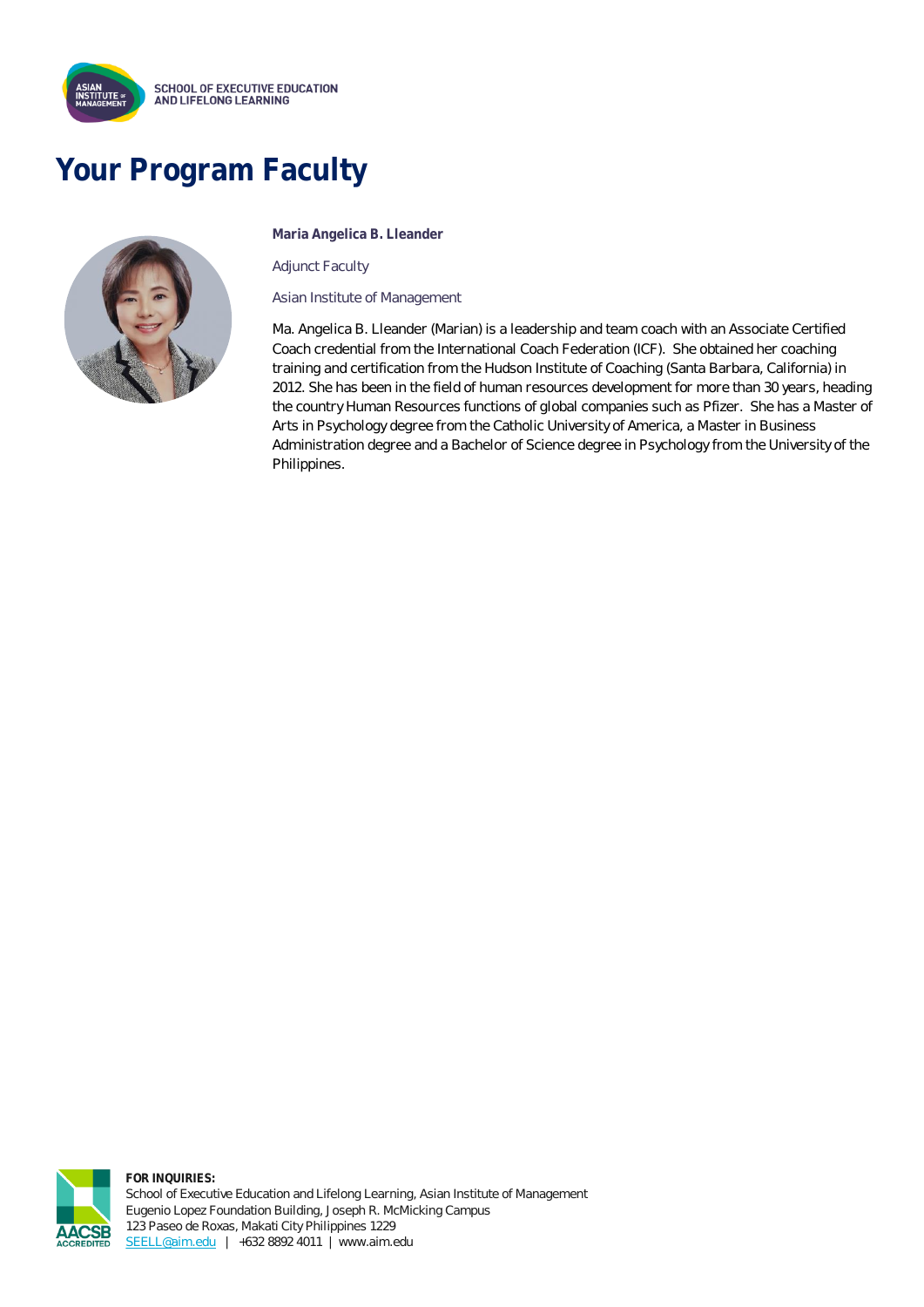# Your Program Faculty

**Maria Angelica B. Lleander**

Adjunct Faculty

Asian Institute of Management

Ma. Angelica B. Lleander (Marian) is a leadership and team coach with an Associate Certified Coach credential from the International Coach Federation (ICF). She obtained her coaching training and certification from the Hudson Institute of Coaching (Santa Barbara, California) in 2012. She has been in the field of human resources development for more than 30 years, heading the country Human Resources functions of global companies such as Pfizer. She has a Master of Arts in Psychology degree from the Catholic University of America, a Master in Business Administration degree and a Bachelor of Science degree in Psychology from the University of the Philippines.

**FOR INQUIRIES:**
School of Executive Education and Lifelong Learning, Asian Institute of Management
Eugenio Lopez Foundation Building, Joseph R. McMicking Campus
123 Paseo de Roxas, Makati City Philippines 1229
SEELL@aim.edu | +632 8892 4011 | www.aim.edu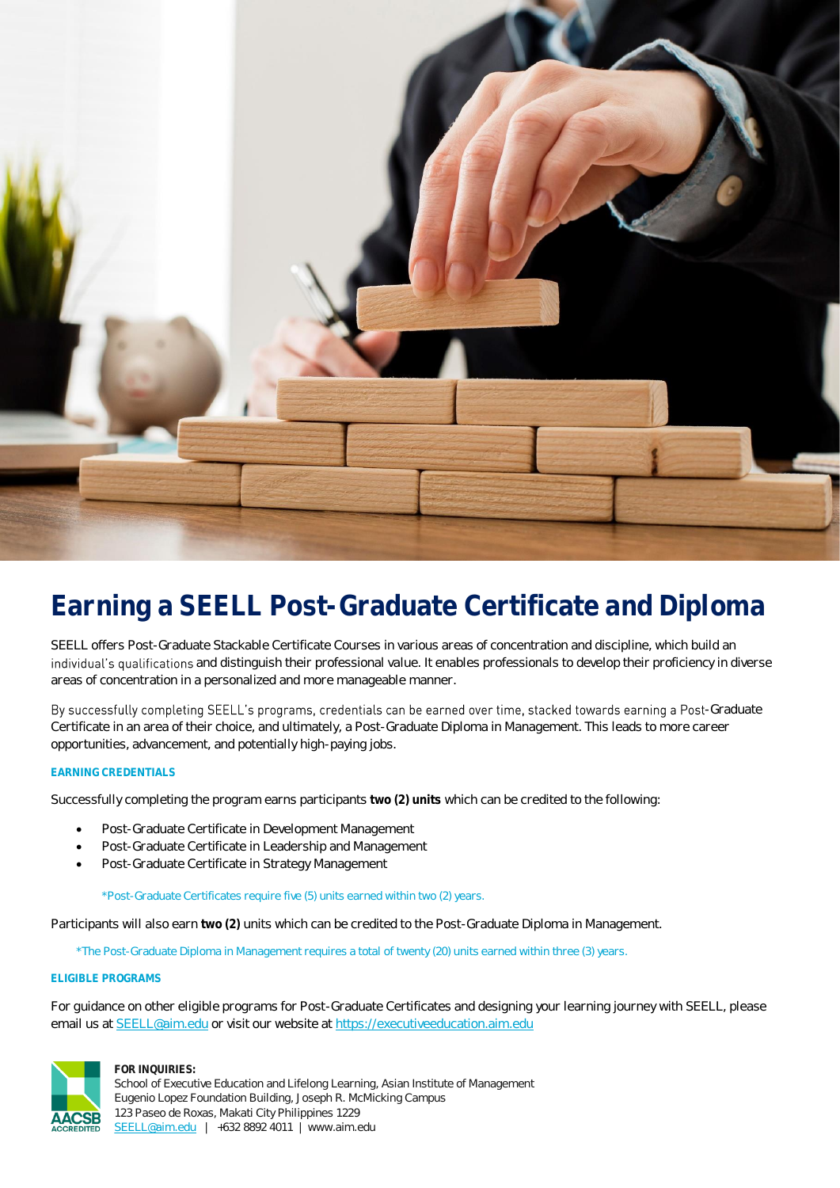# Earning a SEELL Post-Graduate Certificate and Diploma

SEELL offers Post-Graduate Stackable Certificate Courses in various areas of concentration and discipline, which build an individual's qualifications and distinguish their professional value. It enables professionals to develop their proficiency in diverse areas of concentration in a personalized and more manageable manner.

By successfully completing SEELL's programs, credentials can be earned over time, stacked towards earning a Post-Graduate Certificate in an area of their choice, and ultimately, a Post-Graduate Diploma in Management. This leads to more career opportunities, advancement, and potentially high-paying jobs.

### EARNING CREDENTIALS

Successfully completing the program earns participants **two (2) units** which can be credited to the following:

- Post-Graduate Certificate in Development Management
- Post-Graduate Certificate in Leadership and Management
- Post-Graduate Certificate in Strategy Management

*Post-Graduate Certificates require five (5) units earned within two (2) years.

Participants will also earn **two (2)** units which can be credited to the Post-Graduate Diploma in Management.

*The Post-Graduate Diploma in Management requires a total of twenty (20) units earned within three (3) years.

### ELIGIBLE PROGRAMS

For guidance on other eligible programs for Post-Graduate Certificates and designing your learning journey with SEELL, please email us at SEELL@aim.edu or visit our website at https://executiveeducation.aim.edu

**FOR INQUIRIES:**
School of Executive Education and Lifelong Learning, Asian Institute of Management
Eugenio Lopez Foundation Building, Joseph R. McMicking Campus
123 Paseo de Roxas, Makati City Philippines 1229
SEELL@aim.edu | +632 8892 4011 | www.aim.edu